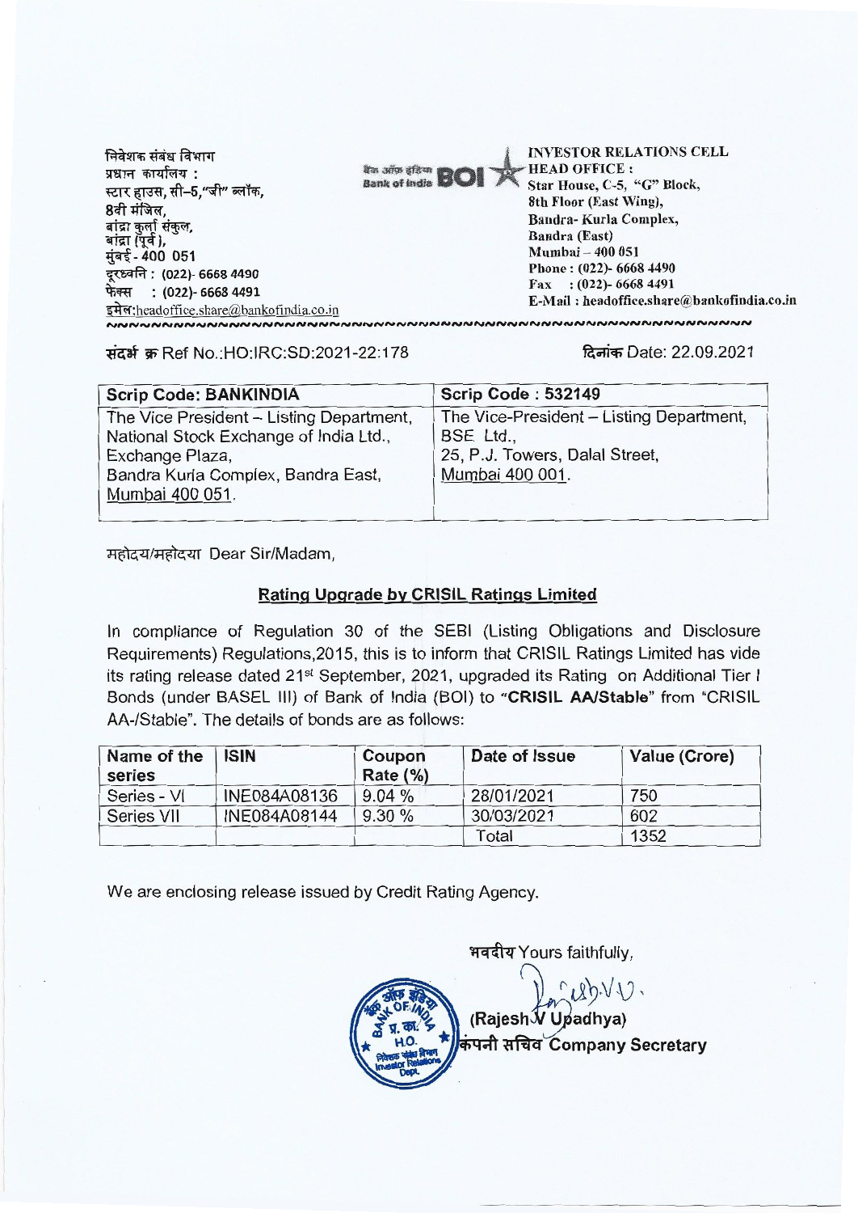निवेशक संबंध विभाग
प्रधान कार्यालय :
स्टार हाउस, सी–5,"जी" ब्लॉक,
8वी मंजिल,
बांद्रा कुर्ला संकुल,
बांद्रा (पूर्व),
मुंबई - 400 051
दूरध्वनि : (022)- 6668 4490
फेक्स : (022)- 6668 4491
इमेल:headoffice.share@bankofindia.co.in

बैंक ऑफ इंडिया Bank of India BOI

INVESTOR RELATIONS CELL
HEAD OFFICE :
Star House, C-5, "G" Block,
8th Floor (East Wing),
Bandra- Kurla Complex,
Bandra (East)
Mumbai – 400 051
Phone : (022)- 6668 4490
Fax : (022)- 6668 4491
E-Mail : headoffice.share@bankofindia.co.in

संदर्भ क्र Ref No.:HO:IRC:SD:2021-22:178

दिनांक Date: 22.09.2021

| Scrip Code: BANKINDIA | Scrip Code : 532149 |
|---|---|
| The Vice President – Listing Department, National Stock Exchange of India Ltd., Exchange Plaza, Bandra Kurla Complex, Bandra East, Mumbai 400 051. | The Vice-President – Listing Department, BSE Ltd., 25, P.J. Towers, Dalal Street, Mumbai 400 001. |

महोदय/महोदया Dear Sir/Madam,

## Rating Upgrade by CRISIL Ratings Limited

In compliance of Regulation 30 of the SEBI (Listing Obligations and Disclosure Requirements) Regulations,2015, this is to inform that CRISIL Ratings Limited has vide its rating release dated 21st September, 2021, upgraded its Rating on Additional Tier I Bonds (under BASEL III) of Bank of India (BOI) to "**CRISIL AA/Stable**" from "CRISIL AA-/Stable". The details of bonds are as follows:

| Name of the series | ISIN | Coupon Rate (%) | Date of Issue | Value (Crore) |
|---|---|---|---|---|
| Series - VI | INE084A08136 | 9.04 % | 28/01/2021 | 750 |
| Series VII | INE084A08144 | 9.30 % | 30/03/2021 | 602 |
| | | | Total | 1352 |

We are enclosing release issued by Credit Rating Agency.

भवदीय Yours faithfully,

(Rajesh V Upadhya)
कंपनी सचिव Company Secretary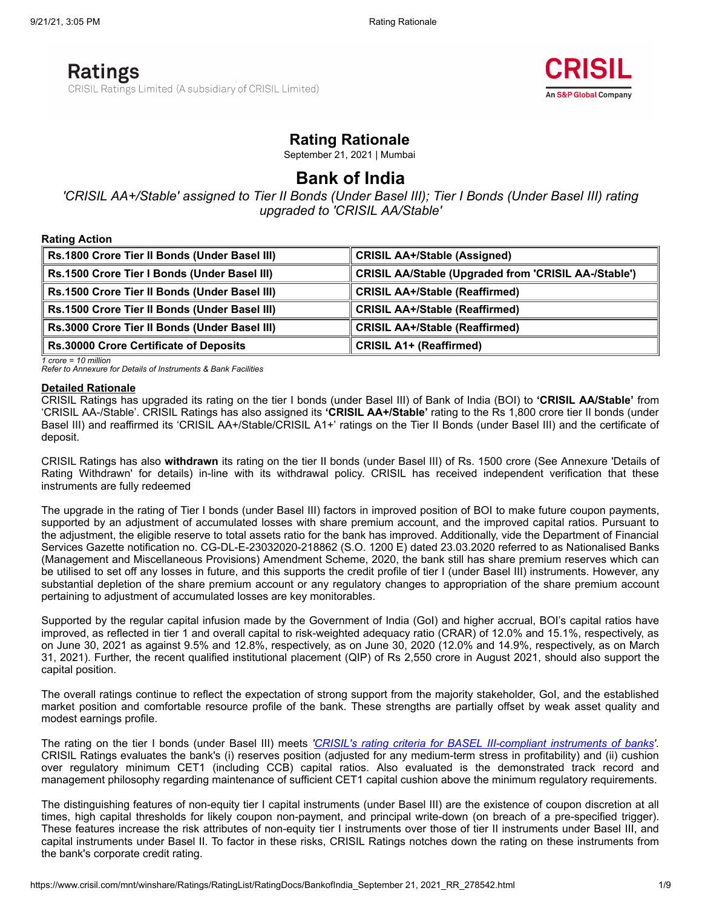# Rating Rationale

September 21, 2021 | Mumbai

# Bank of India

*'CRISIL AA+/Stable' assigned to Tier II Bonds (Under Basel III); Tier I Bonds (Under Basel III) rating upgraded to 'CRISIL AA/Stable'*

**Rating Action**

| | |
|---|---|
| **Rs.1800 Crore Tier II Bonds (Under Basel III)** | **CRISIL AA+/Stable (Assigned)** |
| **Rs.1500 Crore Tier I Bonds (Under Basel III)** | **CRISIL AA/Stable (Upgraded from 'CRISIL AA-/Stable')** |
| **Rs.1500 Crore Tier II Bonds (Under Basel III)** | **CRISIL AA+/Stable (Reaffirmed)** |
| **Rs.1500 Crore Tier II Bonds (Under Basel III)** | **CRISIL AA+/Stable (Reaffirmed)** |
| **Rs.3000 Crore Tier II Bonds (Under Basel III)** | **CRISIL AA+/Stable (Reaffirmed)** |
| **Rs.30000 Crore Certificate of Deposits** | **CRISIL A1+ (Reaffirmed)** |

*1 crore = 10 million*
*Refer to Annexure for Details of Instruments & Bank Facilities*

## Detailed Rationale

CRISIL Ratings has upgraded its rating on the tier I bonds (under Basel III) of Bank of India (BOI) to **'CRISIL AA/Stable'** from 'CRISIL AA-/Stable'. CRISIL Ratings has also assigned its **'CRISIL AA+/Stable'** rating to the Rs 1,800 crore tier II bonds (under Basel III) and reaffirmed its 'CRISIL AA+/Stable/CRISIL A1+' ratings on the Tier II Bonds (under Basel III) and the certificate of deposit.

CRISIL Ratings has also **withdrawn** its rating on the tier II bonds (under Basel III) of Rs. 1500 crore (See Annexure 'Details of Rating Withdrawn' for details) in-line with its withdrawal policy. CRISIL has received independent verification that these instruments are fully redeemed

The upgrade in the rating of Tier I bonds (under Basel III) factors in improved position of BOI to make future coupon payments, supported by an adjustment of accumulated losses with share premium account, and the improved capital ratios. Pursuant to the adjustment, the eligible reserve to total assets ratio for the bank has improved. Additionally, vide the Department of Financial Services Gazette notification no. CG-DL-E-23032020-218862 (S.O. 1200 E) dated 23.03.2020 referred to as Nationalised Banks (Management and Miscellaneous Provisions) Amendment Scheme, 2020, the bank still has share premium reserves which can be utilised to set off any losses in future, and this supports the credit profile of tier I (under Basel III) instruments. However, any substantial depletion of the share premium account or any regulatory changes to appropriation of the share premium account pertaining to adjustment of accumulated losses are key monitorables.

Supported by the regular capital infusion made by the Government of India (GoI) and higher accrual, BOI's capital ratios have improved, as reflected in tier 1 and overall capital to risk-weighted adequacy ratio (CRAR) of 12.0% and 15.1%, respectively, as on June 30, 2021 as against 9.5% and 12.8%, respectively, as on June 30, 2020 (12.0% and 14.9%, respectively, as on March 31, 2021). Further, the recent qualified institutional placement (QIP) of Rs 2,550 crore in August 2021, should also support the capital position.

The overall ratings continue to reflect the expectation of strong support from the majority stakeholder, GoI, and the established market position and comfortable resource profile of the bank. These strengths are partially offset by weak asset quality and modest earnings profile.

The rating on the tier I bonds (under Basel III) meets *'CRISIL's rating criteria for BASEL III-compliant instruments of banks'*. CRISIL Ratings evaluates the bank's (i) reserves position (adjusted for any medium-term stress in profitability) and (ii) cushion over regulatory minimum CET1 (including CCB) capital ratios. Also evaluated is the demonstrated track record and management philosophy regarding maintenance of sufficient CET1 capital cushion above the minimum regulatory requirements.

The distinguishing features of non-equity tier I capital instruments (under Basel III) are the existence of coupon discretion at all times, high capital thresholds for likely coupon non-payment, and principal write-down (on breach of a pre-specified trigger). These features increase the risk attributes of non-equity tier I instruments over those of tier II instruments under Basel III, and capital instruments under Basel II. To factor in these risks, CRISIL Ratings notches down the rating on these instruments from the bank's corporate credit rating.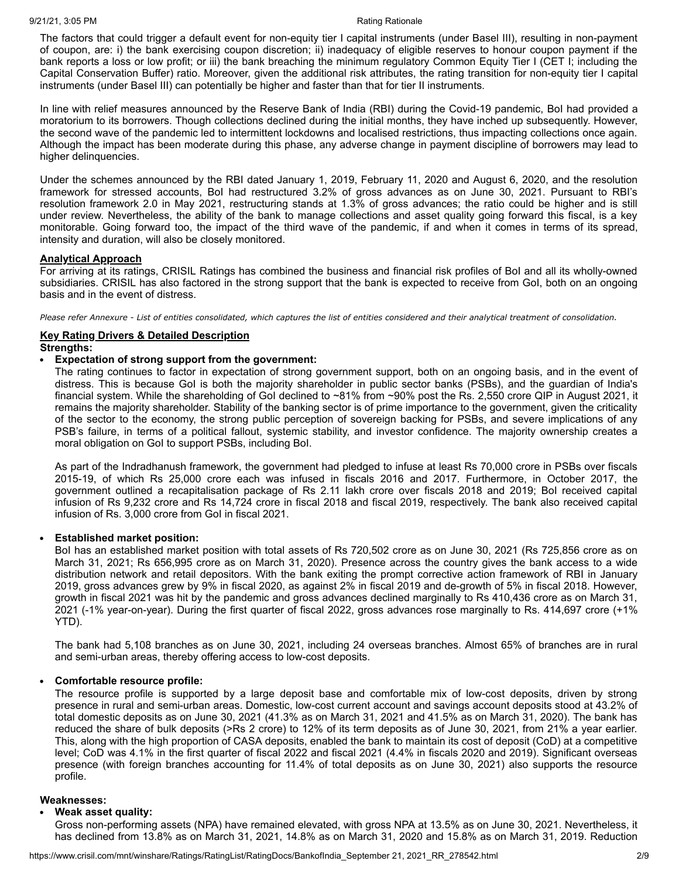The factors that could trigger a default event for non-equity tier I capital instruments (under Basel III), resulting in non-payment of coupon, are: i) the bank exercising coupon discretion; ii) inadequacy of eligible reserves to honour coupon payment if the bank reports a loss or low profit; or iii) the bank breaching the minimum regulatory Common Equity Tier I (CET I; including the Capital Conservation Buffer) ratio. Moreover, given the additional risk attributes, the rating transition for non-equity tier I capital instruments (under Basel III) can potentially be higher and faster than that for tier II instruments.

In line with relief measures announced by the Reserve Bank of India (RBI) during the Covid-19 pandemic, BoI had provided a moratorium to its borrowers. Though collections declined during the initial months, they have inched up subsequently. However, the second wave of the pandemic led to intermittent lockdowns and localised restrictions, thus impacting collections once again. Although the impact has been moderate during this phase, any adverse change in payment discipline of borrowers may lead to higher delinquencies.

Under the schemes announced by the RBI dated January 1, 2019, February 11, 2020 and August 6, 2020, and the resolution framework for stressed accounts, BoI had restructured 3.2% of gross advances as on June 30, 2021. Pursuant to RBI's resolution framework 2.0 in May 2021, restructuring stands at 1.3% of gross advances; the ratio could be higher and is still under review. Nevertheless, the ability of the bank to manage collections and asset quality going forward this fiscal, is a key monitorable. Going forward too, the impact of the third wave of the pandemic, if and when it comes in terms of its spread, intensity and duration, will also be closely monitored.

**Analytical Approach**

For arriving at its ratings, CRISIL Ratings has combined the business and financial risk profiles of BoI and all its wholly-owned subsidiaries. CRISIL has also factored in the strong support that the bank is expected to receive from GoI, both on an ongoing basis and in the event of distress.

*Please refer Annexure - List of entities consolidated, which captures the list of entities considered and their analytical treatment of consolidation.*

**Key Rating Drivers & Detailed Description**

**Strengths:**

- **Expectation of strong support from the government:**

  The rating continues to factor in expectation of strong government support, both on an ongoing basis, and in the event of distress. This is because GoI is both the majority shareholder in public sector banks (PSBs), and the guardian of India's financial system. While the shareholding of GoI declined to ~81% from ~90% post the Rs. 2,550 crore QIP in August 2021, it remains the majority shareholder. Stability of the banking sector is of prime importance to the government, given the criticality of the sector to the economy, the strong public perception of sovereign backing for PSBs, and severe implications of any PSB's failure, in terms of a political fallout, systemic stability, and investor confidence. The majority ownership creates a moral obligation on GoI to support PSBs, including BoI.

  As part of the Indradhanush framework, the government had pledged to infuse at least Rs 70,000 crore in PSBs over fiscals 2015-19, of which Rs 25,000 crore each was infused in fiscals 2016 and 2017. Furthermore, in October 2017, the government outlined a recapitalisation package of Rs 2.11 lakh crore over fiscals 2018 and 2019; BoI received capital infusion of Rs 9,232 crore and Rs 14,724 crore in fiscal 2018 and fiscal 2019, respectively. The bank also received capital infusion of Rs. 3,000 crore from GoI in fiscal 2021.

- **Established market position:**

  BoI has an established market position with total assets of Rs 720,502 crore as on June 30, 2021 (Rs 725,856 crore as on March 31, 2021; Rs 656,995 crore as on March 31, 2020). Presence across the country gives the bank access to a wide distribution network and retail depositors. With the bank exiting the prompt corrective action framework of RBI in January 2019, gross advances grew by 9% in fiscal 2020, as against 2% in fiscal 2019 and de-growth of 5% in fiscal 2018. However, growth in fiscal 2021 was hit by the pandemic and gross advances declined marginally to Rs 410,436 crore as on March 31, 2021 (-1% year-on-year). During the first quarter of fiscal 2022, gross advances rose marginally to Rs. 414,697 crore (+1% YTD).

  The bank had 5,108 branches as on June 30, 2021, including 24 overseas branches. Almost 65% of branches are in rural and semi-urban areas, thereby offering access to low-cost deposits.

- **Comfortable resource profile:**

  The resource profile is supported by a large deposit base and comfortable mix of low-cost deposits, driven by strong presence in rural and semi-urban areas. Domestic, low-cost current account and savings account deposits stood at 43.2% of total domestic deposits as on June 30, 2021 (41.3% as on March 31, 2021 and 41.5% as on March 31, 2020). The bank has reduced the share of bulk deposits (>Rs 2 crore) to 12% of its term deposits as of June 30, 2021, from 21% a year earlier. This, along with the high proportion of CASA deposits, enabled the bank to maintain its cost of deposit (CoD) at a competitive level; CoD was 4.1% in the first quarter of fiscal 2022 and fiscal 2021 (4.4% in fiscals 2020 and 2019). Significant overseas presence (with foreign branches accounting for 11.4% of total deposits as on June 30, 2021) also supports the resource profile.

**Weaknesses:**

- **Weak asset quality:**

  Gross non-performing assets (NPA) have remained elevated, with gross NPA at 13.5% as on June 30, 2021. Nevertheless, it has declined from 13.8% as on March 31, 2021, 14.8% as on March 31, 2020 and 15.8% as on March 31, 2019. Reduction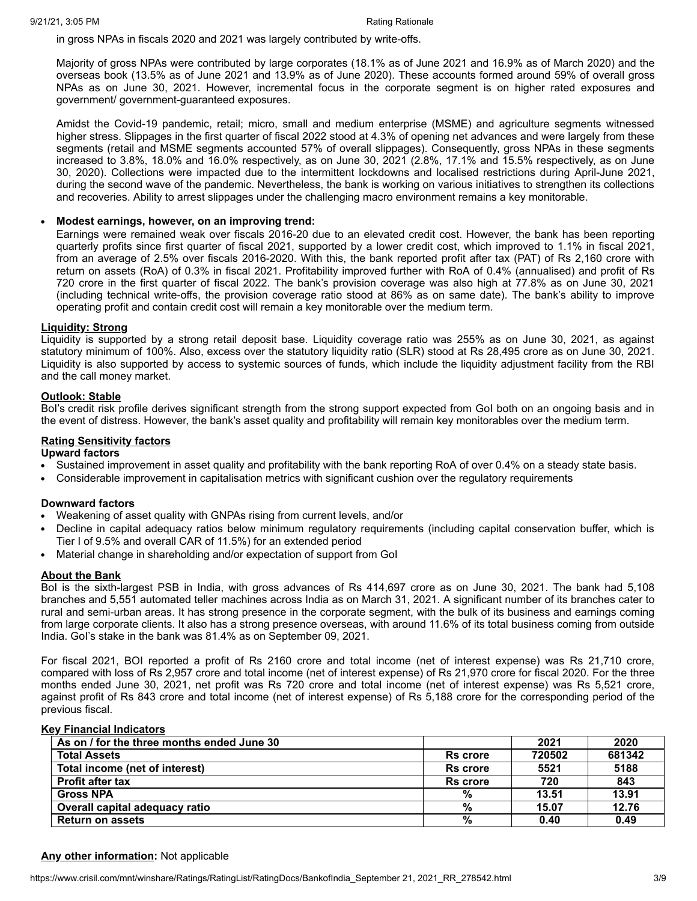in gross NPAs in fiscals 2020 and 2021 was largely contributed by write-offs.

Majority of gross NPAs were contributed by large corporates (18.1% as of June 2021 and 16.9% as of March 2020) and the overseas book (13.5% as of June 2021 and 13.9% as of June 2020). These accounts formed around 59% of overall gross NPAs as on June 30, 2021. However, incremental focus in the corporate segment is on higher rated exposures and government/ government-guaranteed exposures.

Amidst the Covid-19 pandemic, retail; micro, small and medium enterprise (MSME) and agriculture segments witnessed higher stress. Slippages in the first quarter of fiscal 2022 stood at 4.3% of opening net advances and were largely from these segments (retail and MSME segments accounted 57% of overall slippages). Consequently, gross NPAs in these segments increased to 3.8%, 18.0% and 16.0% respectively, as on June 30, 2021 (2.8%, 17.1% and 15.5% respectively, as on June 30, 2020). Collections were impacted due to the intermittent lockdowns and localised restrictions during April-June 2021, during the second wave of the pandemic. Nevertheless, the bank is working on various initiatives to strengthen its collections and recoveries. Ability to arrest slippages under the challenging macro environment remains a key monitorable.

- **Modest earnings, however, on an improving trend:**
  Earnings were remained weak over fiscals 2016-20 due to an elevated credit cost. However, the bank has been reporting quarterly profits since first quarter of fiscal 2021, supported by a lower credit cost, which improved to 1.1% in fiscal 2021, from an average of 2.5% over fiscals 2016-2020. With this, the bank reported profit after tax (PAT) of Rs 2,160 crore with return on assets (RoA) of 0.3% in fiscal 2021. Profitability improved further with RoA of 0.4% (annualised) and profit of Rs 720 crore in the first quarter of fiscal 2022. The bank's provision coverage was also high at 77.8% as on June 30, 2021 (including technical write-offs, the provision coverage ratio stood at 86% as on same date). The bank's ability to improve operating profit and contain credit cost will remain a key monitorable over the medium term.

**Liquidity: Strong**

Liquidity is supported by a strong retail deposit base. Liquidity coverage ratio was 255% as on June 30, 2021, as against statutory minimum of 100%. Also, excess over the statutory liquidity ratio (SLR) stood at Rs 28,495 crore as on June 30, 2021. Liquidity is also supported by access to systemic sources of funds, which include the liquidity adjustment facility from the RBI and the call money market.

**Outlook: Stable**

BoI's credit risk profile derives significant strength from the strong support expected from GoI both on an ongoing basis and in the event of distress. However, the bank's asset quality and profitability will remain key monitorables over the medium term.

**Rating Sensitivity factors**

**Upward factors**

- Sustained improvement in asset quality and profitability with the bank reporting RoA of over 0.4% on a steady state basis.
- Considerable improvement in capitalisation metrics with significant cushion over the regulatory requirements

**Downward factors**

- Weakening of asset quality with GNPAs rising from current levels, and/or
- Decline in capital adequacy ratios below minimum regulatory requirements (including capital conservation buffer, which is Tier I of 9.5% and overall CAR of 11.5%) for an extended period
- Material change in shareholding and/or expectation of support from GoI

**About the Bank**

BoI is the sixth-largest PSB in India, with gross advances of Rs 414,697 crore as on June 30, 2021. The bank had 5,108 branches and 5,551 automated teller machines across India as on March 31, 2021. A significant number of its branches cater to rural and semi-urban areas. It has strong presence in the corporate segment, with the bulk of its business and earnings coming from large corporate clients. It also has a strong presence overseas, with around 11.6% of its total business coming from outside India. GoI's stake in the bank was 81.4% as on September 09, 2021.

For fiscal 2021, BOI reported a profit of Rs 2160 crore and total income (net of interest expense) was Rs 21,710 crore, compared with loss of Rs 2,957 crore and total income (net of interest expense) of Rs 21,970 crore for fiscal 2020. For the three months ended June 30, 2021, net profit was Rs 720 crore and total income (net of interest expense) was Rs 5,521 crore, against profit of Rs 843 crore and total income (net of interest expense) of Rs 5,188 crore for the corresponding period of the previous fiscal.

**Key Financial Indicators**

| As on / for the three months ended June 30 | | 2021 | 2020 |
|---|---|---|---|
| Total Assets | Rs crore | 720502 | 681342 |
| Total income (net of interest) | Rs crore | 5521 | 5188 |
| Profit after tax | Rs crore | 720 | 843 |
| Gross NPA | % | 13.51 | 13.91 |
| Overall capital adequacy ratio | % | 15.07 | 12.76 |
| Return on assets | % | 0.40 | 0.49 |

**Any other information:** Not applicable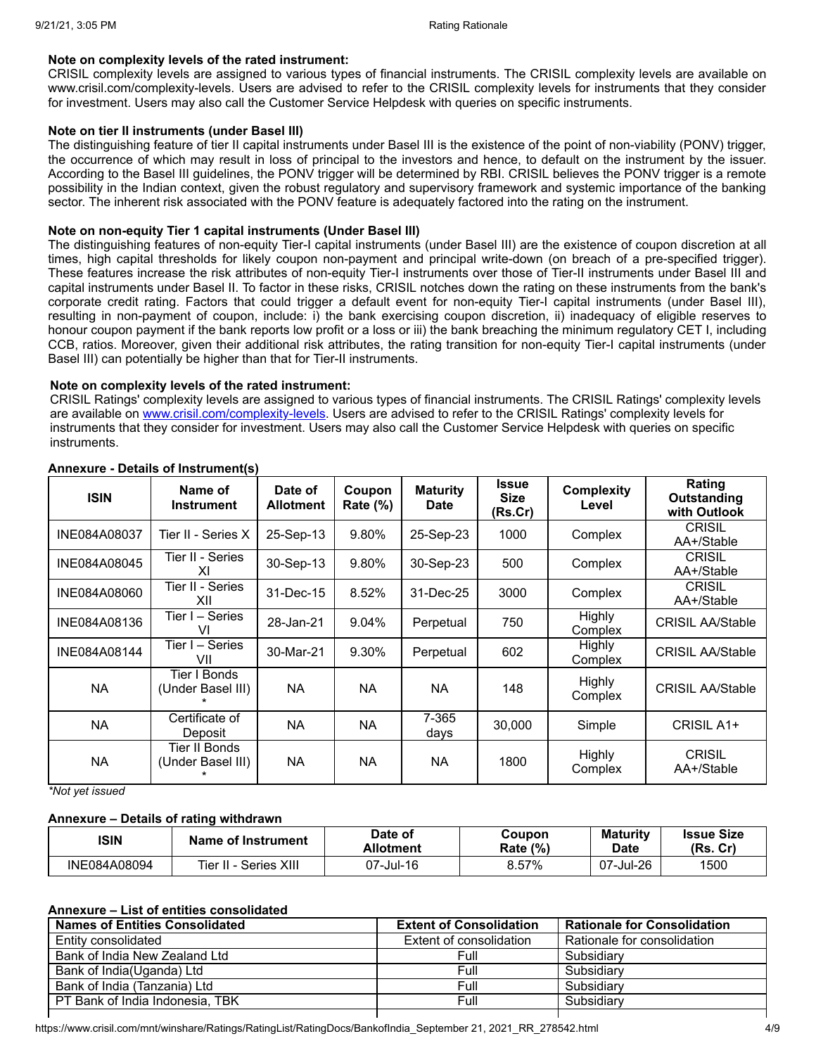**Note on complexity levels of the rated instrument:**
CRISIL complexity levels are assigned to various types of financial instruments. The CRISIL complexity levels are available on www.crisil.com/complexity-levels. Users are advised to refer to the CRISIL complexity levels for instruments that they consider for investment. Users may also call the Customer Service Helpdesk with queries on specific instruments.

**Note on tier II instruments (under Basel III)**
The distinguishing feature of tier II capital instruments under Basel III is the existence of the point of non-viability (PONV) trigger, the occurrence of which may result in loss of principal to the investors and hence, to default on the instrument by the issuer. According to the Basel III guidelines, the PONV trigger will be determined by RBI. CRISIL believes the PONV trigger is a remote possibility in the Indian context, given the robust regulatory and supervisory framework and systemic importance of the banking sector. The inherent risk associated with the PONV feature is adequately factored into the rating on the instrument.

**Note on non-equity Tier 1 capital instruments (Under Basel III)**
The distinguishing features of non-equity Tier-I capital instruments (under Basel III) are the existence of coupon discretion at all times, high capital thresholds for likely coupon non-payment and principal write-down (on breach of a pre-specified trigger). These features increase the risk attributes of non-equity Tier-I instruments over those of Tier-II instruments under Basel III and capital instruments under Basel II. To factor in these risks, CRISIL notches down the rating on these instruments from the bank's corporate credit rating. Factors that could trigger a default event for non-equity Tier-I capital instruments (under Basel III), resulting in non-payment of coupon, include: i) the bank exercising coupon discretion, ii) inadequacy of eligible reserves to honour coupon payment if the bank reports low profit or a loss or iii) the bank breaching the minimum regulatory CET I, including CCB, ratios. Moreover, given their additional risk attributes, the rating transition for non-equity Tier-I capital instruments (under Basel III) can potentially be higher than that for Tier-II instruments.

**Note on complexity levels of the rated instrument:**
CRISIL Ratings' complexity levels are assigned to various types of financial instruments. The CRISIL Ratings' complexity levels are available on www.crisil.com/complexity-levels. Users are advised to refer to the CRISIL Ratings' complexity levels for instruments that they consider for investment. Users may also call the Customer Service Helpdesk with queries on specific instruments.

**Annexure - Details of Instrument(s)**

| ISIN | Name of Instrument | Date of Allotment | Coupon Rate (%) | Maturity Date | Issue Size (Rs.Cr) | Complexity Level | Rating Outstanding with Outlook |
|---|---|---|---|---|---|---|---|
| INE084A08037 | Tier II - Series X | 25-Sep-13 | 9.80% | 25-Sep-23 | 1000 | Complex | CRISIL AA+/Stable |
| INE084A08045 | Tier II - Series XI | 30-Sep-13 | 9.80% | 30-Sep-23 | 500 | Complex | CRISIL AA+/Stable |
| INE084A08060 | Tier II - Series XII | 31-Dec-15 | 8.52% | 31-Dec-25 | 3000 | Complex | CRISIL AA+/Stable |
| INE084A08136 | Tier I – Series VI | 28-Jan-21 | 9.04% | Perpetual | 750 | Highly Complex | CRISIL AA/Stable |
| INE084A08144 | Tier I – Series VII | 30-Mar-21 | 9.30% | Perpetual | 602 | Highly Complex | CRISIL AA/Stable |
| NA | Tier I Bonds (Under Basel III)* | NA | NA | NA | 148 | Highly Complex | CRISIL AA/Stable |
| NA | Certificate of Deposit | NA | NA | 7-365 days | 30,000 | Simple | CRISIL A1+ |
| NA | Tier II Bonds (Under Basel III)* | NA | NA | NA | 1800 | Highly Complex | CRISIL AA+/Stable |

*\*Not yet issued*

**Annexure – Details of rating withdrawn**

| ISIN | Name of Instrument | Date of Allotment | Coupon Rate (%) | Maturity Date | Issue Size (Rs. Cr) |
|---|---|---|---|---|---|
| INE084A08094 | Tier II - Series XIII | 07-Jul-16 | 8.57% | 07-Jul-26 | 1500 |

**Annexure – List of entities consolidated**

| Names of Entities Consolidated | Extent of Consolidation | Rationale for Consolidation |
|---|---|---|
| Entity consolidated | Extent of consolidation | Rationale for consolidation |
| Bank of India New Zealand Ltd | Full | Subsidiary |
| Bank of India(Uganda) Ltd | Full | Subsidiary |
| Bank of India (Tanzania) Ltd | Full | Subsidiary |
| PT Bank of India Indonesia, TBK | Full | Subsidiary |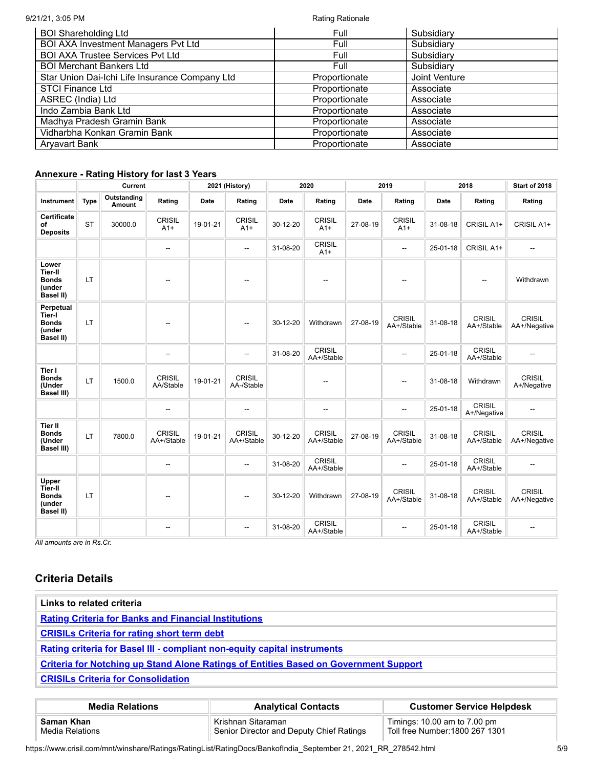| BOI Shareholding Ltd | Full | Subsidiary |
|---|---|---|
| BOI AXA Investment Managers Pvt Ltd | Full | Subsidiary |
| BOI AXA Trustee Services Pvt Ltd | Full | Subsidiary |
| BOI Merchant Bankers Ltd | Full | Subsidiary |
| Star Union Dai-Ichi Life Insurance Company Ltd | Proportionate | Joint Venture |
| STCI Finance Ltd | Proportionate | Associate |
| ASREC (India) Ltd | Proportionate | Associate |
| Indo Zambia Bank Ltd | Proportionate | Associate |
| Madhya Pradesh Gramin Bank | Proportionate | Associate |
| Vidharbha Konkan Gramin Bank | Proportionate | Associate |
| Aryavart Bank | Proportionate | Associate |

### Annexure - Rating History for last 3 Years

| | Current | | | 2021 (History) | | 2020 | | 2019 | | 2018 | | Start of 2018 |
|---|---|---|---|---|---|---|---|---|---|---|---|---|
| **Instrument** | **Type** | **Outstanding Amount** | **Rating** | **Date** | **Rating** | **Date** | **Rating** | **Date** | **Rating** | **Date** | **Rating** | **Rating** |
| **Certificate of Deposits** | ST | 30000.0 | CRISIL A1+ | 19-01-21 | CRISIL A1+ | 30-12-20 | CRISIL A1+ | 27-08-19 | CRISIL A1+ | 31-08-18 | CRISIL A1+ | CRISIL A1+ |
| | | | -- | | -- | 31-08-20 | CRISIL A1+ | | -- | 25-01-18 | CRISIL A1+ | -- |
| **Lower Tier-II Bonds (under Basel II)** | LT | | -- | | -- | | -- | | -- | | -- | Withdrawn |
| **Perpetual Tier-I Bonds (under Basel II)** | LT | | -- | | -- | 30-12-20 | Withdrawn | 27-08-19 | CRISIL AA+/Stable | 31-08-18 | CRISIL AA+/Stable | CRISIL AA+/Negative |
| | | | -- | | -- | 31-08-20 | CRISIL AA+/Stable | | -- | 25-01-18 | CRISIL AA+/Stable | -- |
| **Tier I Bonds (Under Basel III)** | LT | 1500.0 | CRISIL AA/Stable | 19-01-21 | CRISIL AA-/Stable | | -- | | -- | 31-08-18 | Withdrawn | CRISIL A+/Negative |
| | | | -- | | -- | | -- | | -- | 25-01-18 | CRISIL A+/Negative | -- |
| **Tier II Bonds (Under Basel III)** | LT | 7800.0 | CRISIL AA+/Stable | 19-01-21 | CRISIL AA+/Stable | 30-12-20 | CRISIL AA+/Stable | 27-08-19 | CRISIL AA+/Stable | 31-08-18 | CRISIL AA+/Stable | CRISIL AA+/Negative |
| | | | -- | | -- | 31-08-20 | CRISIL AA+/Stable | | -- | 25-01-18 | CRISIL AA+/Stable | -- |
| **Upper Tier-II Bonds (under Basel II)** | LT | | -- | | -- | 30-12-20 | Withdrawn | 27-08-19 | CRISIL AA+/Stable | 31-08-18 | CRISIL AA+/Stable | CRISIL AA+/Negative |
| | | | -- | | -- | 31-08-20 | CRISIL AA+/Stable | | -- | 25-01-18 | CRISIL AA+/Stable | -- |

*All amounts are in Rs.Cr.*

## Criteria Details

| Links to related criteria |
|---|
| **Rating Criteria for Banks and Financial Institutions** |
| **CRISILs Criteria for rating short term debt** |
| **Rating criteria for Basel III - compliant non-equity capital instruments** |
| **Criteria for Notching up Stand Alone Ratings of Entities Based on Government Support** |
| **CRISILs Criteria for Consolidation** |

| Media Relations | Analytical Contacts | Customer Service Helpdesk |
|---|---|---|
| **Saman Khan**<br>Media Relations | Krishnan Sitaraman<br>Senior Director and Deputy Chief Ratings | Timings: 10.00 am to 7.00 pm<br>Toll free Number:1800 267 1301 |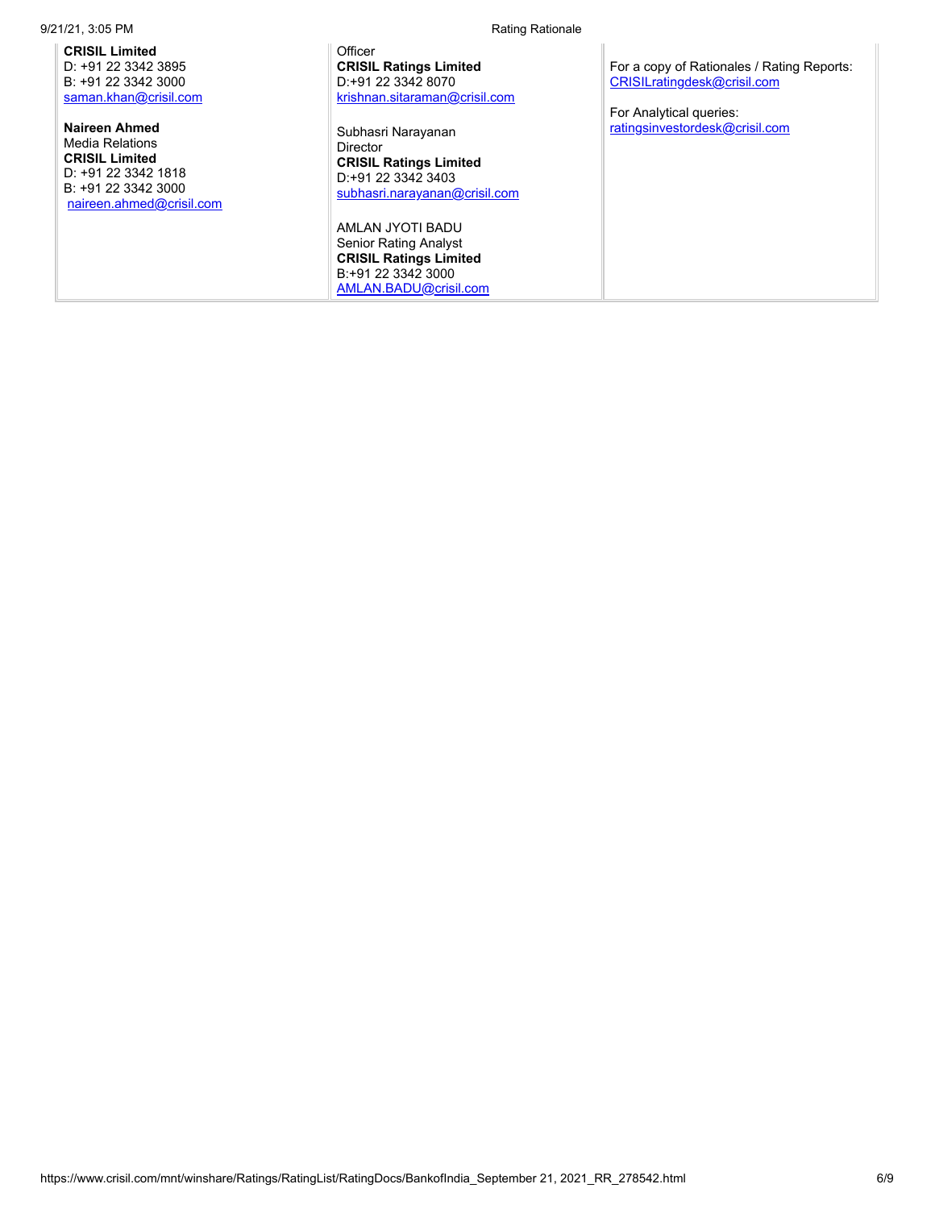| | | |
|---|---|---|
| **CRISIL Limited**<br>D: +91 22 3342 3895<br>B: +91 22 3342 3000<br>saman.khan@crisil.com<br><br>**Naireen Ahmed**<br>Media Relations<br>**CRISIL Limited**<br>D: +91 22 3342 1818<br>B: +91 22 3342 3000<br>naireen.ahmed@crisil.com | Officer<br>**CRISIL Ratings Limited**<br>D:+91 22 3342 8070<br>krishnan.sitaraman@crisil.com<br><br>Subhasri Narayanan<br>Director<br>**CRISIL Ratings Limited**<br>D:+91 22 3342 3403<br>subhasri.narayanan@crisil.com<br><br>AMLAN JYOTI BADU<br>Senior Rating Analyst<br>**CRISIL Ratings Limited**<br>B:+91 22 3342 3000<br>AMLAN.BADU@crisil.com | For a copy of Rationales / Rating Reports:<br>CRISILratingdesk@crisil.com<br><br>For Analytical queries:<br>ratingsinvestordesk@crisil.com |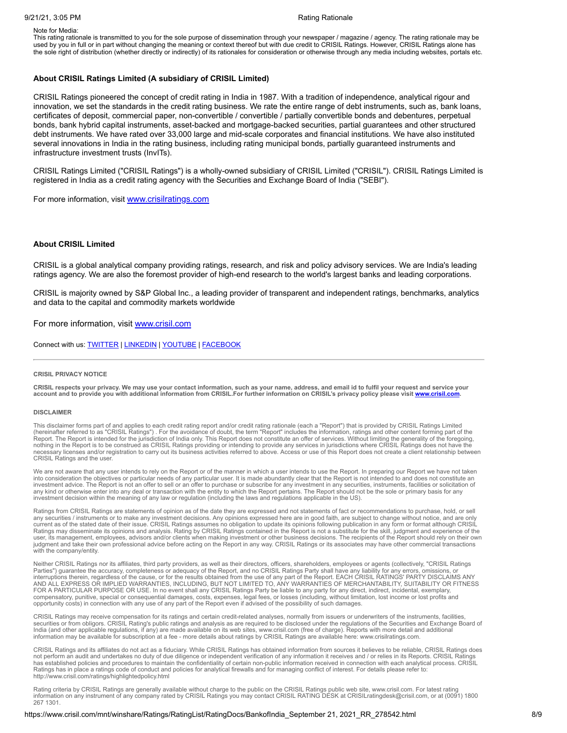Note for Media:
This rating rationale is transmitted to you for the sole purpose of dissemination through your newspaper / magazine / agency. The rating rationale may be used by you in full or in part without changing the meaning or context thereof but with due credit to CRISIL Ratings. However, CRISIL Ratings alone has the sole right of distribution (whether directly or indirectly) of its rationales for consideration or otherwise through any media including websites, portals etc.

**About CRISIL Ratings Limited (A subsidiary of CRISIL Limited)**

CRISIL Ratings pioneered the concept of credit rating in India in 1987. With a tradition of independence, analytical rigour and innovation, we set the standards in the credit rating business. We rate the entire range of debt instruments, such as, bank loans, certificates of deposit, commercial paper, non-convertible / convertible / partially convertible bonds and debentures, perpetual bonds, bank hybrid capital instruments, asset-backed and mortgage-backed securities, partial guarantees and other structured debt instruments. We have rated over 33,000 large and mid-scale corporates and financial institutions. We have also instituted several innovations in India in the rating business, including rating municipal bonds, partially guaranteed instruments and infrastructure investment trusts (InvITs).

CRISIL Ratings Limited ("CRISIL Ratings") is a wholly-owned subsidiary of CRISIL Limited ("CRISIL"). CRISIL Ratings Limited is registered in India as a credit rating agency with the Securities and Exchange Board of India ("SEBI").

For more information, visit www.crisilratings.com

**About CRISIL Limited**

CRISIL is a global analytical company providing ratings, research, and risk and policy advisory services. We are India's leading ratings agency. We are also the foremost provider of high-end research to the world's largest banks and leading corporations.

CRISIL is majority owned by S&P Global Inc., a leading provider of transparent and independent ratings, benchmarks, analytics and data to the capital and commodity markets worldwide

For more information, visit www.crisil.com

Connect with us: TWITTER | LINKEDIN | YOUTUBE | FACEBOOK

---

**CRISIL PRIVACY NOTICE**

**CRISIL respects your privacy. We may use your contact information, such as your name, address, and email id to fulfil your request and service your account and to provide you with additional information from CRISIL.For further information on CRISIL's privacy policy please visit www.crisil.com.**

**DISCLAIMER**

This disclaimer forms part of and applies to each credit rating report and/or credit rating rationale (each a "Report") that is provided by CRISIL Ratings Limited (hereinafter referred to as "CRISIL Ratings") . For the avoidance of doubt, the term "Report" includes the information, ratings and other content forming part of the Report. The Report is intended for the jurisdiction of India only. This Report does not constitute an offer of services. Without limiting the generality of the foregoing, nothing in the Report is to be construed as CRISIL Ratings providing or intending to provide any services in jurisdictions where CRISIL Ratings does not have the necessary licenses and/or registration to carry out its business activities referred to above. Access or use of this Report does not create a client relationship between CRISIL Ratings and the user.

We are not aware that any user intends to rely on the Report or of the manner in which a user intends to use the Report. In preparing our Report we have not taken into consideration the objectives or particular needs of any particular user. It is made abundantly clear that the Report is not intended to and does not constitute an investment advice. The Report is not an offer to sell or an offer to purchase or subscribe for any investment in any securities, instruments, facilities or solicitation of any kind or otherwise enter into any deal or transaction with the entity to which the Report pertains. The Report should not be the sole or primary basis for any investment decision within the meaning of any law or regulation (including the laws and regulations applicable in the US).

Ratings from CRISIL Ratings are statements of opinion as of the date they are expressed and not statements of fact or recommendations to purchase, hold, or sell any securities / instruments or to make any investment decisions. Any opinions expressed here are in good faith, are subject to change without notice, and are only current as of the stated date of their issue. CRISIL Ratings assumes no obligation to update its opinions following publication in any form or format although CRISIL Ratings may disseminate its opinions and analysis. Rating by CRISIL Ratings contained in the Report is not a substitute for the skill, judgment and experience of the user, its management, employees, advisors and/or clients when making investment or other business decisions. The recipients of the Report should rely on their own judgment and take their own professional advice before acting on the Report in any way. CRISIL Ratings or its associates may have other commercial transactions with the company/entity.

Neither CRISIL Ratings nor its affiliates, third party providers, as well as their directors, officers, shareholders, employees or agents (collectively, "CRISIL Ratings Parties") guarantee the accuracy, completeness or adequacy of the Report, and no CRISIL Ratings Party shall have any liability for any errors, omissions, or interruptions therein, regardless of the cause, or for the results obtained from the use of any part of the Report. EACH CRISIL RATINGS' PARTY DISCLAIMS ANY AND ALL EXPRESS OR IMPLIED WARRANTIES, INCLUDING, BUT NOT LIMITED TO, ANY WARRANTIES OF MERCHANTABILITY, SUITABILITY OR FITNESS FOR A PARTICULAR PURPOSE OR USE. In no event shall any CRISIL Ratings Party be liable to any party for any direct, indirect, incidental, exemplary, compensatory, punitive, special or consequential damages, costs, expenses, legal fees, or losses (including, without limitation, lost income or lost profits and opportunity costs) in connection with any use of any part of the Report even if advised of the possibility of such damages.

CRISIL Ratings may receive compensation for its ratings and certain credit-related analyses, normally from issuers or underwriters of the instruments, facilities, securities or from obligors. CRISIL Rating's public ratings and analysis as are required to be disclosed under the regulations of the Securities and Exchange Board of India (and other applicable regulations, if any) are made available on its web sites, www.crisil.com (free of charge). Reports with more detail and additional information may be available for subscription at a fee - more details about ratings by CRISIL Ratings are available here: www.crisilratings.com.

CRISIL Ratings and its affiliates do not act as a fiduciary. While CRISIL Ratings has obtained information from sources it believes to be reliable, CRISIL Ratings does not perform an audit and undertakes no duty of due diligence or independent verification of any information it receives and / or relies in its Reports. CRISIL Ratings has established policies and procedures to maintain the confidentiality of certain non-public information received in connection with each analytical process. CRISIL Ratings has in place a ratings code of conduct and policies for analytical firewalls and for managing conflict of interest. For details please refer to: http://www.crisil.com/ratings/highlightedpolicy.html

Rating criteria by CRISIL Ratings are generally available without charge to the public on the CRISIL Ratings public web site, www.crisil.com. For latest rating information on any instrument of any company rated by CRISIL Ratings you may contact CRISIL RATING DESK at CRISILratingdesk@crisil.com, or at (0091) 1800 267 1301.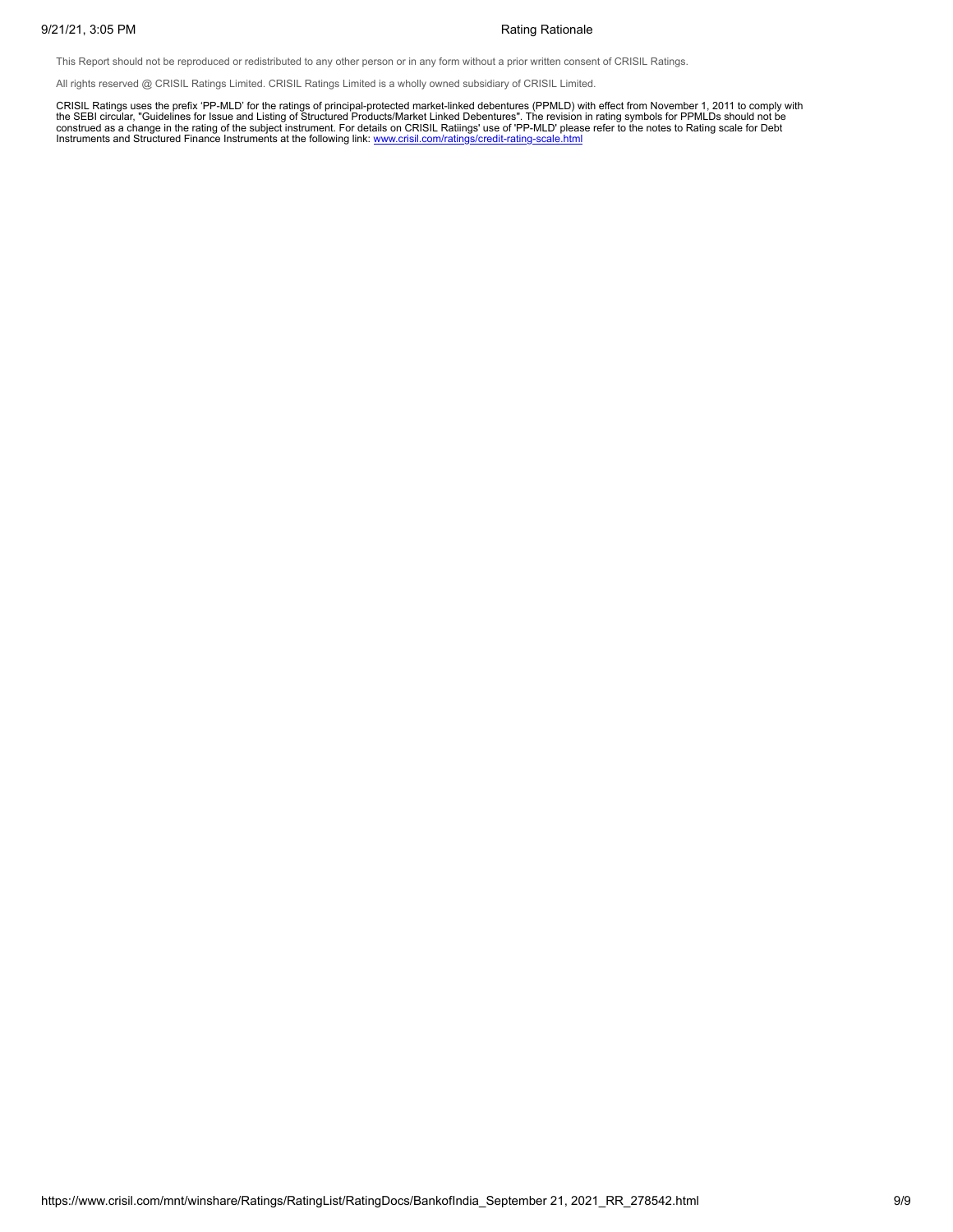This Report should not be reproduced or redistributed to any other person or in any form without a prior written consent of CRISIL Ratings.

All rights reserved @ CRISIL Ratings Limited. CRISIL Ratings Limited is a wholly owned subsidiary of CRISIL Limited.

CRISIL Ratings uses the prefix 'PP-MLD' for the ratings of principal-protected market-linked debentures (PPMLD) with effect from November 1, 2011 to comply with the SEBI circular, "Guidelines for Issue and Listing of Structured Products/Market Linked Debentures". The revision in rating symbols for PPMLDs should not be construed as a change in the rating of the subject instrument. For details on CRISIL Ratiings' use of 'PP-MLD' please refer to the notes to Rating scale for Debt Instruments and Structured Finance Instruments at the following link: www.crisil.com/ratings/credit-rating-scale.html